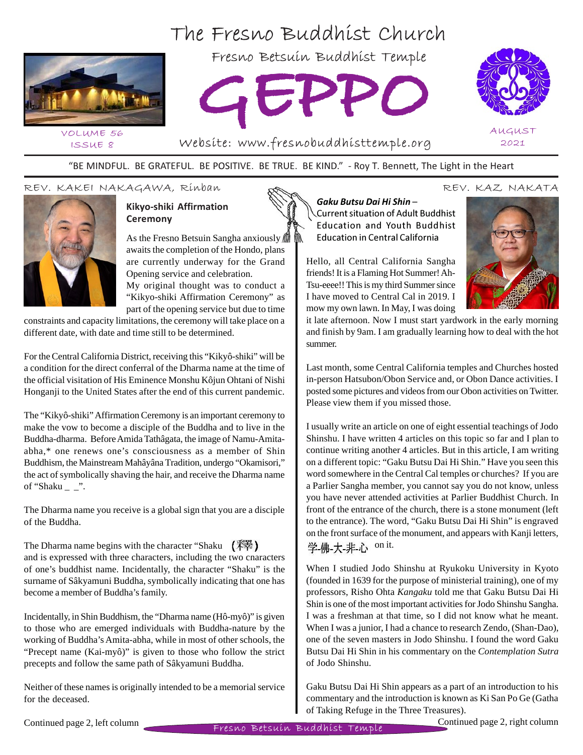# The Fresno Buddhist Church

Fresno Betsuin Buddhist Temple

# GEPPO

Volume 56
Issue 8

Website: www.fresnobuddhisttemple.org

August
2021

"BE MINDFUL. BE GRATEFUL. BE POSITIVE. BE TRUE. BE KIND." - Roy T. Bennett, The Light in the Heart

REV. KAKEI NAKAGAWA, Rinban

## Kikyo-shiki Affirmation Ceremony

As the Fresno Betsuin Sangha anxiously awaits the completion of the Hondo, plans are currently underway for the Grand Opening service and celebration.

My original thought was to conduct a "Kikyo-shiki Affirmation Ceremony" as part of the opening service but due to time constraints and capacity limitations, the ceremony will take place on a different date, with date and time still to be determined.

For the Central California District, receiving this "Kikyô-shiki" will be a condition for the direct conferral of the Dharma name at the time of the official visitation of His Eminence Monshu Kôjun Ohtani of Nishi Honganji to the United States after the end of this current pandemic.

The "Kikyô-shiki" Affirmation Ceremony is an important ceremony to make the vow to become a disciple of the Buddha and to live in the Buddha-dharma. Before Amida Tathâgata, the image of Namu-Amita-abha,* one renews one's consciousness as a member of Shin Buddhism, the Mainstream Mahâyâna Tradition, undergo "Okamisori," the act of symbolically shaving the hair, and receive the Dharma name of "Shaku _ _".

The Dharma name you receive is a global sign that you are a disciple of the Buddha.

The Dharma name begins with the character "Shaku （釋） and is expressed with three characters, including the two characters of one's buddhist name. Incidentally, the character "Shaku" is the surname of Sâkyamuni Buddha, symbolically indicating that one has become a member of Buddha's family.

Incidentally, in Shin Buddhism, the "Dharma name (Hô-myô)" is given to those who are emerged individuals with Buddha-nature by the working of Buddha's Amita-abha, while in most of other schools, the "Precept name (Kai-myô)" is given to those who follow the strict precepts and follow the same path of Sâkyamuni Buddha.

Neither of these names is originally intended to be a memorial service for the deceased.

Continued page 2, left column

REV. KAZ NAKATA

## *Gaku Butsu Dai Hi Shin* – Current situation of Adult Buddhist Education and Youth Buddhist Education in Central California

Hello, all Central California Sangha friends! It is a Flaming Hot Summer! Ah-Tsu-eeee!! This is my third Summer since I have moved to Central Cal in 2019. I mow my own lawn. In May, I was doing it late afternoon. Now I must start yardwork in the early morning and finish by 9am. I am gradually learning how to deal with the hot summer.

Last month, some Central California temples and Churches hosted in-person Hatsubon/Obon Service and, or Obon Dance activities. I posted some pictures and videos from our Obon activities on Twitter. Please view them if you missed those.

I usually write an article on one of eight essential teachings of Jodo Shinshu. I have written 4 articles on this topic so far and I plan to continue writing another 4 articles. But in this article, I am writing on a different topic: "Gaku Butsu Dai Hi Shin." Have you seen this word somewhere in the Central Cal temples or churches? If you are a Parlier Sangha member, you cannot say you do not know, unless you have never attended activities at Parlier Buddhist Church. In front of the entrance of the church, there is a stone monument (left to the entrance). The word, "Gaku Butsu Dai Hi Shin" is engraved on the front surface of the monument, and appears with Kanji letters, 学-佛-大-非-心 on it.

When I studied Jodo Shinshu at Ryukoku University in Kyoto (founded in 1639 for the purpose of ministerial training), one of my professors, Risho Ohta *Kangaku* told me that Gaku Butsu Dai Hi Shin is one of the most important activities for Jodo Shinshu Sangha. I was a freshman at that time, so I did not know what he meant. When I was a junior, I had a chance to research Zendo, (Shan-Dao), one of the seven masters in Jodo Shinshu. I found the word Gaku Butsu Dai Hi Shin in his commentary on the *Contemplation Sutra* of Jodo Shinshu.

Gaku Butsu Dai Hi Shin appears as a part of an introduction to his commentary and the introduction is known as Ki San Po Ge (Gatha of Taking Refuge in the Three Treasures).

Continued page 2, right column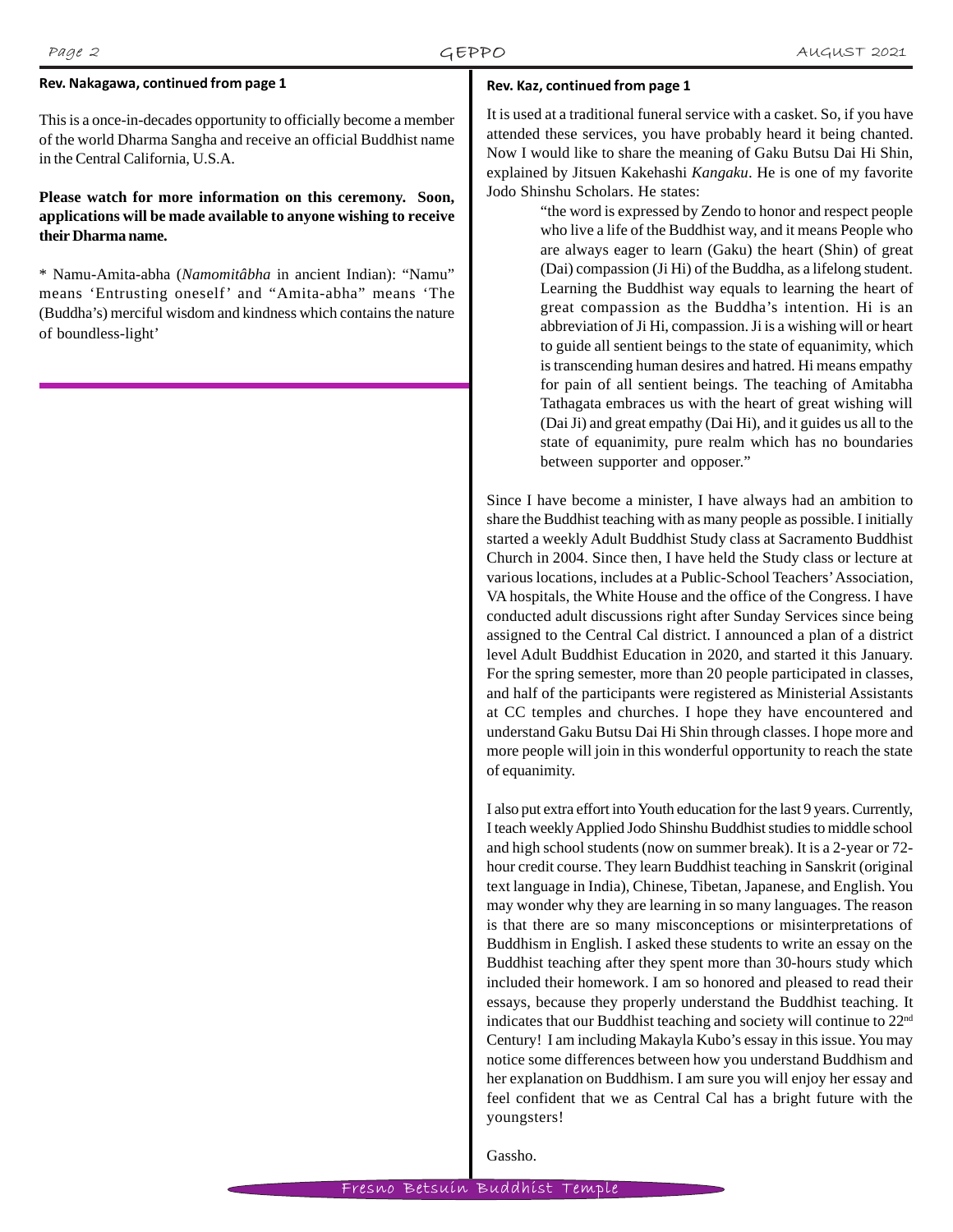**Rev. Nakagawa, continued from page 1**

This is a once-in-decades opportunity to officially become a member of the world Dharma Sangha and receive an official Buddhist name in the Central California, U.S.A.

**Please watch for more information on this ceremony. Soon, applications will be made available to anyone wishing to receive their Dharma name.**

\* Namu-Amita-abha (*Namomitâbha* in ancient Indian): "Namu" means 'Entrusting oneself' and "Amita-abha" means 'The (Buddha's) merciful wisdom and kindness which contains the nature of boundless-light'

**Rev. Kaz, continued from page 1**

It is used at a traditional funeral service with a casket. So, if you have attended these services, you have probably heard it being chanted. Now I would like to share the meaning of Gaku Butsu Dai Hi Shin, explained by Jitsuen Kakehashi *Kangaku*. He is one of my favorite Jodo Shinshu Scholars. He states:

> "the word is expressed by Zendo to honor and respect people who live a life of the Buddhist way, and it means People who are always eager to learn (Gaku) the heart (Shin) of great (Dai) compassion (Ji Hi) of the Buddha, as a lifelong student. Learning the Buddhist way equals to learning the heart of great compassion as the Buddha's intention. Hi is an abbreviation of Ji Hi, compassion. Ji is a wishing will or heart to guide all sentient beings to the state of equanimity, which is transcending human desires and hatred. Hi means empathy for pain of all sentient beings. The teaching of Amitabha Tathagata embraces us with the heart of great wishing will (Dai Ji) and great empathy (Dai Hi), and it guides us all to the state of equanimity, pure realm which has no boundaries between supporter and opposer."

Since I have become a minister, I have always had an ambition to share the Buddhist teaching with as many people as possible. I initially started a weekly Adult Buddhist Study class at Sacramento Buddhist Church in 2004. Since then, I have held the Study class or lecture at various locations, includes at a Public-School Teachers' Association, VA hospitals, the White House and the office of the Congress. I have conducted adult discussions right after Sunday Services since being assigned to the Central Cal district. I announced a plan of a district level Adult Buddhist Education in 2020, and started it this January. For the spring semester, more than 20 people participated in classes, and half of the participants were registered as Ministerial Assistants at CC temples and churches. I hope they have encountered and understand Gaku Butsu Dai Hi Shin through classes. I hope more and more people will join in this wonderful opportunity to reach the state of equanimity.

I also put extra effort into Youth education for the last 9 years. Currently, I teach weekly Applied Jodo Shinshu Buddhist studies to middle school and high school students (now on summer break). It is a 2-year or 72-hour credit course. They learn Buddhist teaching in Sanskrit (original text language in India), Chinese, Tibetan, Japanese, and English. You may wonder why they are learning in so many languages. The reason is that there are so many misconceptions or misinterpretations of Buddhism in English. I asked these students to write an essay on the Buddhist teaching after they spent more than 30-hours study which included their homework. I am so honored and pleased to read their essays, because they properly understand the Buddhist teaching. It indicates that our Buddhist teaching and society will continue to 22nd Century! I am including Makayla Kubo's essay in this issue. You may notice some differences between how you understand Buddhism and her explanation on Buddhism. I am sure you will enjoy her essay and feel confident that we as Central Cal has a bright future with the youngsters!

Gassho.